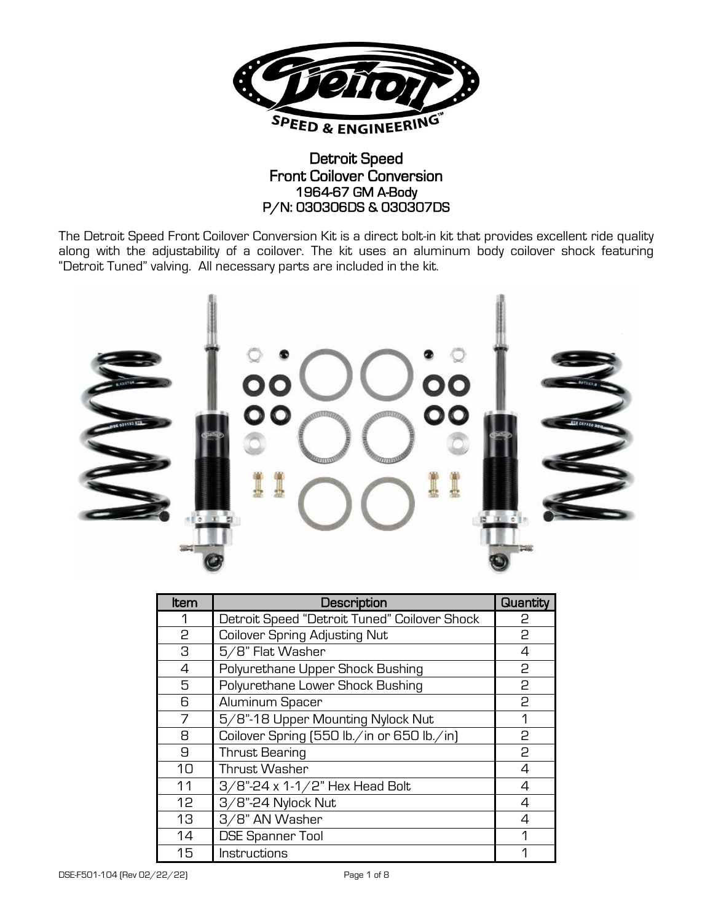# Detroit Speed
## Front Coilover Conversion
### 1964-67 GM A-Body
### P/N: 030306DS & 030307DS

The Detroit Speed Front Coilover Conversion Kit is a direct bolt-in kit that provides excellent ride quality along with the adjustability of a coilover. The kit uses an aluminum body coilover shock featuring "Detroit Tuned" valving. All necessary parts are included in the kit.

| Item | Description | Quantity |
|---|---|---|
| 1 | Detroit Speed "Detroit Tuned" Coilover Shock | 2 |
| 2 | Coilover Spring Adjusting Nut | 2 |
| 3 | 5/8" Flat Washer | 4 |
| 4 | Polyurethane Upper Shock Bushing | 2 |
| 5 | Polyurethane Lower Shock Bushing | 2 |
| 6 | Aluminum Spacer | 2 |
| 7 | 5/8"-18 Upper Mounting Nylock Nut | 1 |
| 8 | Coilover Spring (550 lb./in or 650 lb./in) | 2 |
| 9 | Thrust Bearing | 2 |
| 10 | Thrust Washer | 4 |
| 11 | 3/8"-24 x 1-1/2" Hex Head Bolt | 4 |
| 12 | 3/8"-24 Nylock Nut | 4 |
| 13 | 3/8" AN Washer | 4 |
| 14 | DSE Spanner Tool | 1 |
| 15 | Instructions | 1 |

DSE-F501-104 (Rev 02/22/22)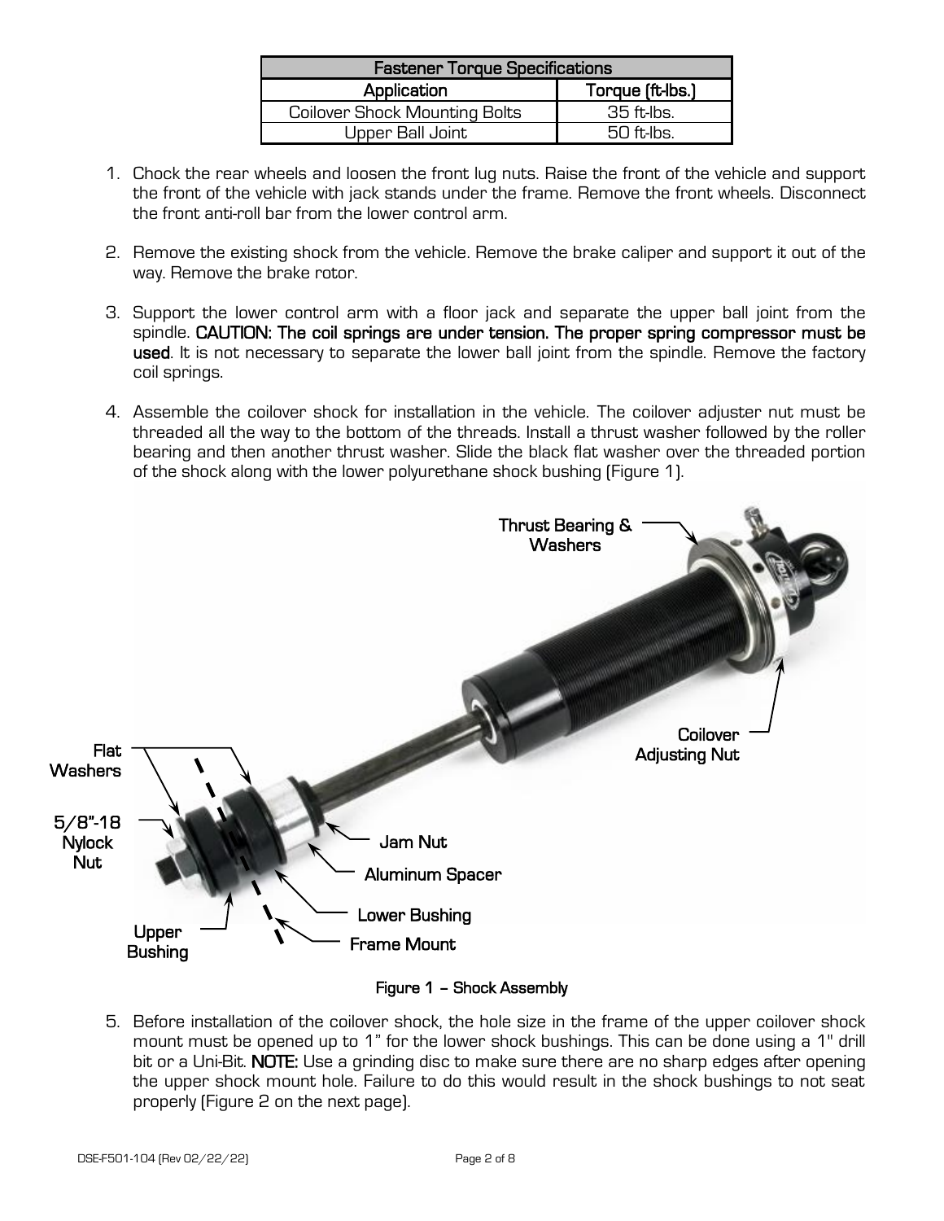| Fastener Torque Specifications | |
|---|---|
| Application | Torque (ft-lbs.) |
| Coilover Shock Mounting Bolts | 35 ft-lbs. |
| Upper Ball Joint | 50 ft-lbs. |

1. Chock the rear wheels and loosen the front lug nuts. Raise the front of the vehicle and support the front of the vehicle with jack stands under the frame. Remove the front wheels. Disconnect the front anti-roll bar from the lower control arm.

2. Remove the existing shock from the vehicle. Remove the brake caliper and support it out of the way. Remove the brake rotor.

3. Support the lower control arm with a floor jack and separate the upper ball joint from the spindle. **CAUTION: The coil springs are under tension. The proper spring compressor must be used**. It is not necessary to separate the lower ball joint from the spindle. Remove the factory coil springs.

4. Assemble the coilover shock for installation in the vehicle. The coilover adjuster nut must be threaded all the way to the bottom of the threads. Install a thrust washer followed by the roller bearing and then another thrust washer. Slide the black flat washer over the threaded portion of the shock along with the lower polyurethane shock bushing (Figure 1).

**Figure 1 – Shock Assembly**

5. Before installation of the coilover shock, the hole size in the frame of the upper coilover shock mount must be opened up to 1" for the lower shock bushings. This can be done using a 1" drill bit or a Uni-Bit. **NOTE:** Use a grinding disc to make sure there are no sharp edges after opening the upper shock mount hole. Failure to do this would result in the shock bushings to not seat properly (Figure 2 on the next page).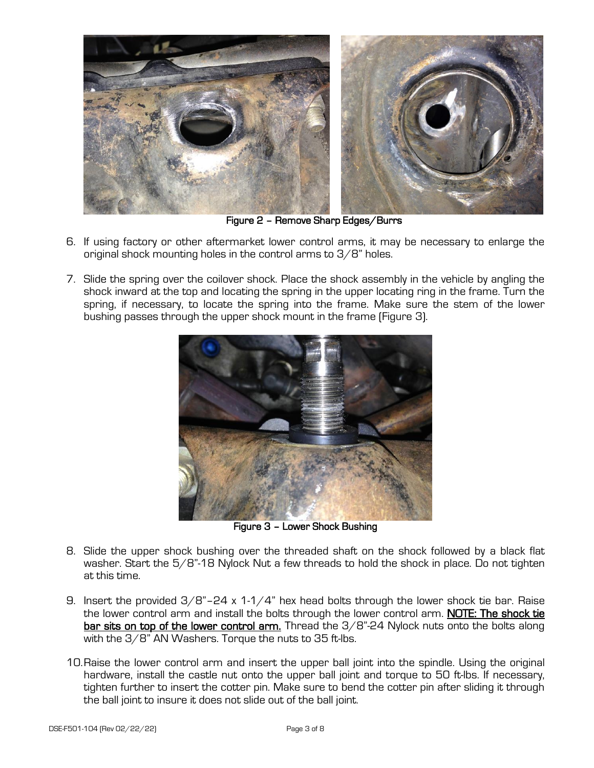Figure 2 – Remove Sharp Edges/Burrs

6. If using factory or other aftermarket lower control arms, it may be necessary to enlarge the original shock mounting holes in the control arms to 3/8" holes.

7. Slide the spring over the coilover shock. Place the shock assembly in the vehicle by angling the shock inward at the top and locating the spring in the upper locating ring in the frame. Turn the spring, if necessary, to locate the spring into the frame. Make sure the stem of the lower bushing passes through the upper shock mount in the frame (Figure 3).

Figure 3 – Lower Shock Bushing

8. Slide the upper shock bushing over the threaded shaft on the shock followed by a black flat washer. Start the 5/8"-18 Nylock Nut a few threads to hold the shock in place. Do not tighten at this time.

9. Insert the provided 3/8"–24 x 1-1/4" hex head bolts through the lower shock tie bar. Raise the lower control arm and install the bolts through the lower control arm. **<u>NOTE: The shock tie bar sits on top of the lower control arm.</u>** Thread the 3/8"-24 Nylock nuts onto the bolts along with the 3/8" AN Washers. Torque the nuts to 35 ft-lbs.

10. Raise the lower control arm and insert the upper ball joint into the spindle. Using the original hardware, install the castle nut onto the upper ball joint and torque to 50 ft-lbs. If necessary, tighten further to insert the cotter pin. Make sure to bend the cotter pin after sliding it through the ball joint to insure it does not slide out of the ball joint.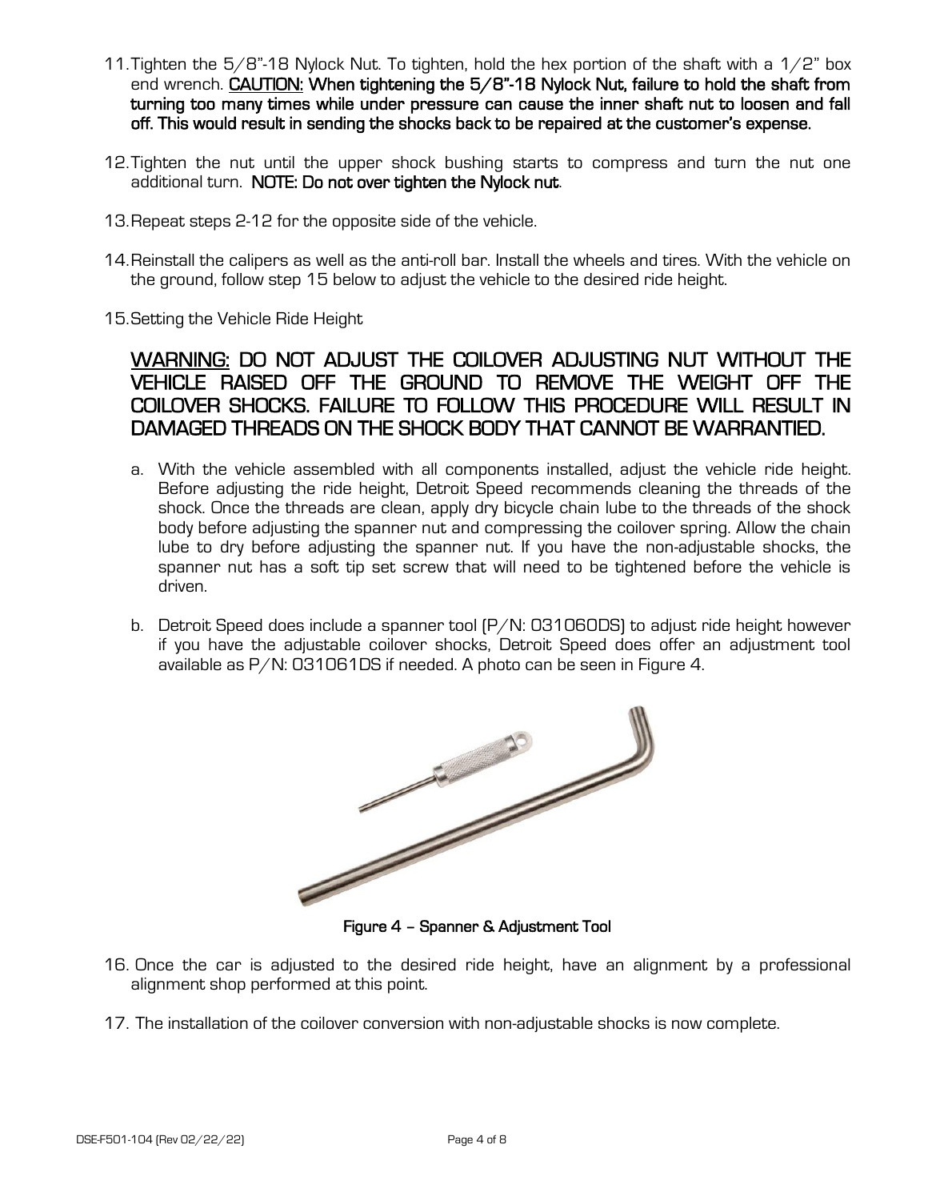11. Tighten the 5/8"-18 Nylock Nut. To tighten, hold the hex portion of the shaft with a 1/2" box end wrench. **CAUTION: When tightening the 5/8"-18 Nylock Nut, failure to hold the shaft from turning too many times while under pressure can cause the inner shaft nut to loosen and fall off. This would result in sending the shocks back to be repaired at the customer's expense.**

12. Tighten the nut until the upper shock bushing starts to compress and turn the nut one additional turn. **NOTE: Do not over tighten the Nylock nut**.

13. Repeat steps 2-12 for the opposite side of the vehicle.

14. Reinstall the calipers as well as the anti-roll bar. Install the wheels and tires. With the vehicle on the ground, follow step 15 below to adjust the vehicle to the desired ride height.

15. Setting the Vehicle Ride Height

## WARNING: DO NOT ADJUST THE COILOVER ADJUSTING NUT WITHOUT THE VEHICLE RAISED OFF THE GROUND TO REMOVE THE WEIGHT OFF THE COILOVER SHOCKS. FAILURE TO FOLLOW THIS PROCEDURE WILL RESULT IN DAMAGED THREADS ON THE SHOCK BODY THAT CANNOT BE WARRANTIED.

   a. With the vehicle assembled with all components installed, adjust the vehicle ride height. Before adjusting the ride height, Detroit Speed recommends cleaning the threads of the shock. Once the threads are clean, apply dry bicycle chain lube to the threads of the shock body before adjusting the spanner nut and compressing the coilover spring. Allow the chain lube to dry before adjusting the spanner nut. If you have the non-adjustable shocks, the spanner nut has a soft tip set screw that will need to be tightened before the vehicle is driven.

   b. Detroit Speed does include a spanner tool (P/N: 031060DS) to adjust ride height however if you have the adjustable coilover shocks, Detroit Speed does offer an adjustment tool available as P/N: 031061DS if needed. A photo can be seen in Figure 4.

**Figure 4 – Spanner & Adjustment Tool**

16. Once the car is adjusted to the desired ride height, have an alignment by a professional alignment shop performed at this point.

17. The installation of the coilover conversion with non-adjustable shocks is now complete.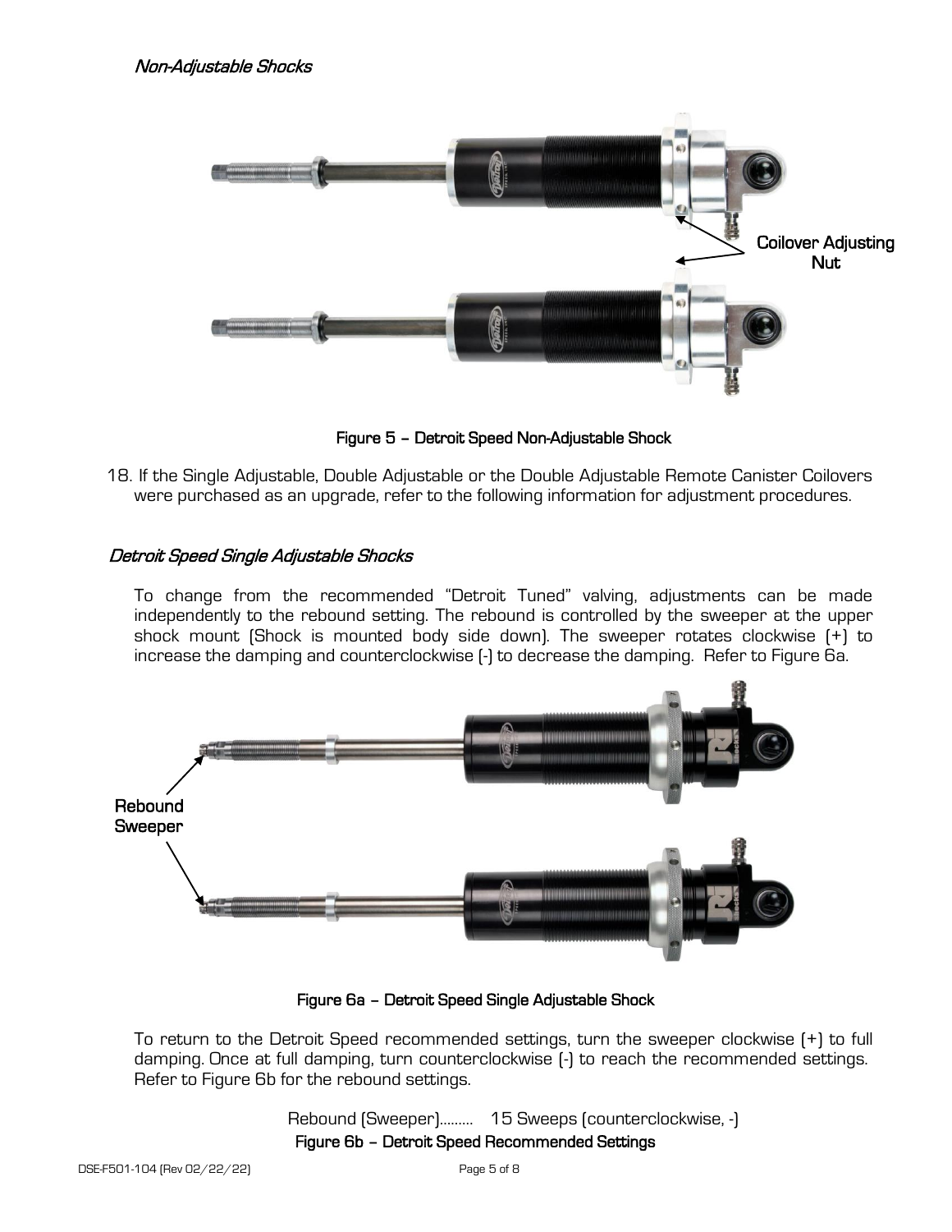### *Non-Adjustable Shocks*

Coilover Adjusting Nut

Figure 5 – Detroit Speed Non-Adjustable Shock

18. If the Single Adjustable, Double Adjustable or the Double Adjustable Remote Canister Coilovers were purchased as an upgrade, refer to the following information for adjustment procedures.

### *Detroit Speed Single Adjustable Shocks*

To change from the recommended "Detroit Tuned" valving, adjustments can be made independently to the rebound setting. The rebound is controlled by the sweeper at the upper shock mount (Shock is mounted body side down). The sweeper rotates clockwise (+) to increase the damping and counterclockwise (-) to decrease the damping. Refer to Figure 6a.

Rebound Sweeper

Figure 6a – Detroit Speed Single Adjustable Shock

To return to the Detroit Speed recommended settings, turn the sweeper clockwise (+) to full damping. Once at full damping, turn counterclockwise (-) to reach the recommended settings. Refer to Figure 6b for the rebound settings.

Rebound (Sweeper)......... 15 Sweeps (counterclockwise, -)

Figure 6b – Detroit Speed Recommended Settings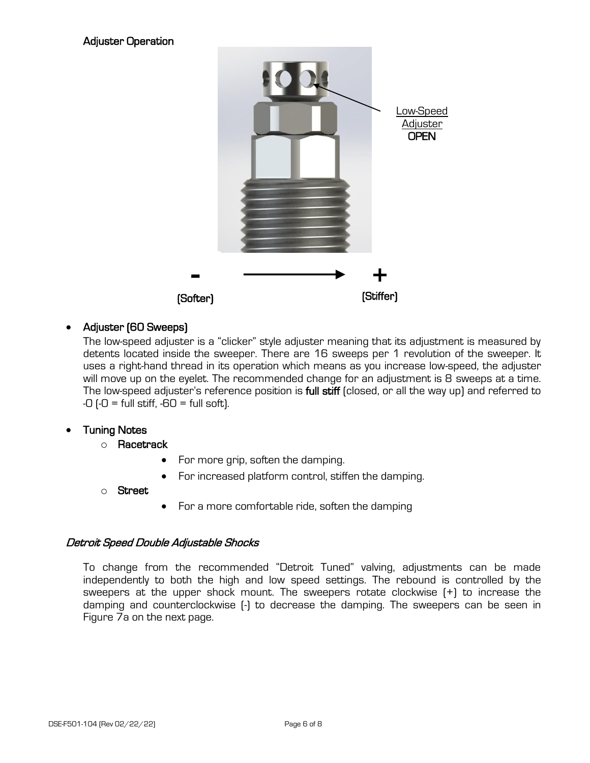### Adjuster Operation

Low-Speed Adjuster **OPEN**

**-** ——→ **+**

(Softer) (Stiffer)

- **Adjuster (60 Sweeps)**
  The low-speed adjuster is a "clicker" style adjuster meaning that its adjustment is measured by detents located inside the sweeper. There are 16 sweeps per 1 revolution of the sweeper. It uses a right-hand thread in its operation which means as you increase low-speed, the adjuster will move up on the eyelet. The recommended change for an adjustment is 8 sweeps at a time. The low-speed adjuster's reference position is **full stiff** (closed, or all the way up) and referred to -0 (-0 = full stiff, -60 = full soft).

- **Tuning Notes**
  - **Racetrack**
    - For more grip, soften the damping.
    - For increased platform control, stiffen the damping.
  - **Street**
    - For a more comfortable ride, soften the damping

### *Detroit Speed Double Adjustable Shocks*

To change from the recommended "Detroit Tuned" valving, adjustments can be made independently to both the high and low speed settings. The rebound is controlled by the sweepers at the upper shock mount. The sweepers rotate clockwise (+) to increase the damping and counterclockwise (-) to decrease the damping. The sweepers can be seen in Figure 7a on the next page.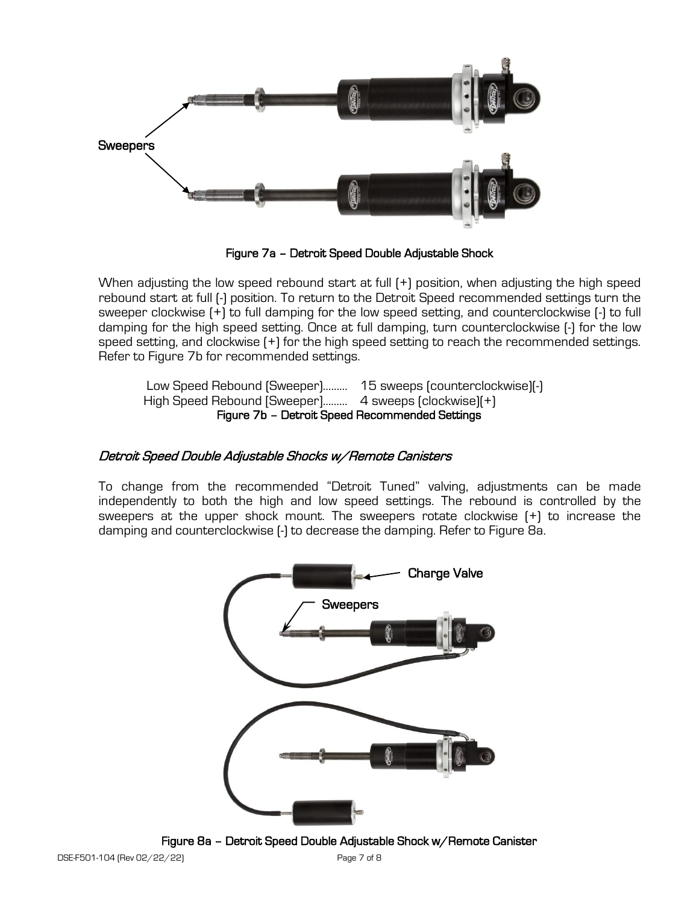Sweepers

Figure 7a – Detroit Speed Double Adjustable Shock

When adjusting the low speed rebound start at full (+) position, when adjusting the high speed rebound start at full (-) position. To return to the Detroit Speed recommended settings turn the sweeper clockwise (+) to full damping for the low speed setting, and counterclockwise (-) to full damping for the high speed setting. Once at full damping, turn counterclockwise (-) for the low speed setting, and clockwise (+) for the high speed setting to reach the recommended settings. Refer to Figure 7b for recommended settings.

Low Speed Rebound (Sweeper)......... 15 sweeps (counterclockwise)(-)
High Speed Rebound (Sweeper)......... 4 sweeps (clockwise)(+)

**Figure 7b – Detroit Speed Recommended Settings**

### *Detroit Speed Double Adjustable Shocks w/Remote Canisters*

To change from the recommended "Detroit Tuned" valving, adjustments can be made independently to both the high and low speed settings. The rebound is controlled by the sweepers at the upper shock mount. The sweepers rotate clockwise (+) to increase the damping and counterclockwise (-) to decrease the damping. Refer to Figure 8a.

Charge Valve

Sweepers

Figure 8a – Detroit Speed Double Adjustable Shock w/Remote Canister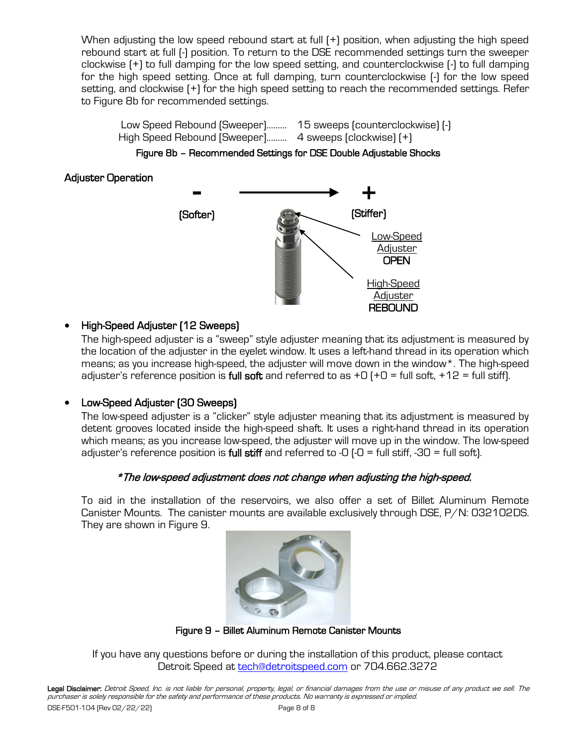When adjusting the low speed rebound start at full (+) position, when adjusting the high speed rebound start at full (-) position. To return to the DSE recommended settings turn the sweeper clockwise (+) to full damping for the low speed setting, and counterclockwise (-) to full damping for the high speed setting. Once at full damping, turn counterclockwise (-) for the low speed setting, and clockwise (+) for the high speed setting to reach the recommended settings. Refer to Figure 8b for recommended settings.

Low Speed Rebound (Sweeper)......... 15 sweeps (counterclockwise) (-)
High Speed Rebound (Sweeper)......... 4 sweeps (clockwise) (+)

**Figure 8b – Recommended Settings for DSE Double Adjustable Shocks**

**Adjuster Operation**

- (Softer)

\+ (Stiffer)

Low-Speed Adjuster **OPEN**

High-Speed Adjuster **REBOUND**

- **High-Speed Adjuster (12 Sweeps)**
  The high-speed adjuster is a "sweep" style adjuster meaning that its adjustment is measured by the location of the adjuster in the eyelet window. It uses a left-hand thread in its operation which means; as you increase high-speed, the adjuster will move down in the window*. The high-speed adjuster's reference position is **full soft** and referred to as +0 (+0 = full soft, +12 = full stiff).

- **Low-Speed Adjuster (30 Sweeps)**
  The low-speed adjuster is a "clicker" style adjuster meaning that its adjustment is measured by detent grooves located inside the high-speed shaft. It uses a right-hand thread in its operation which means; as you increase low-speed, the adjuster will move up in the window. The low-speed adjuster's reference position is **full stiff** and referred to -0 (-0 = full stiff, -30 = full soft).

*\*The low-speed adjustment does not change when adjusting the high-speed.*

To aid in the installation of the reservoirs, we also offer a set of Billet Aluminum Remote Canister Mounts. The canister mounts are available exclusively through DSE, P/N: 032102DS. They are shown in Figure 9.

**Figure 9 – Billet Aluminum Remote Canister Mounts**

If you have any questions before or during the installation of this product, please contact Detroit Speed at tech@detroitspeed.com or 704.662.3272

**Legal Disclaimer:** *Detroit Speed, Inc. is not liable for personal, property, legal, or financial damages from the use or misuse of any product we sell. The purchaser is solely responsible for the safety and performance of these products. No warranty is expressed or implied.*

DSE-F501-104 (Rev 02/22/22)